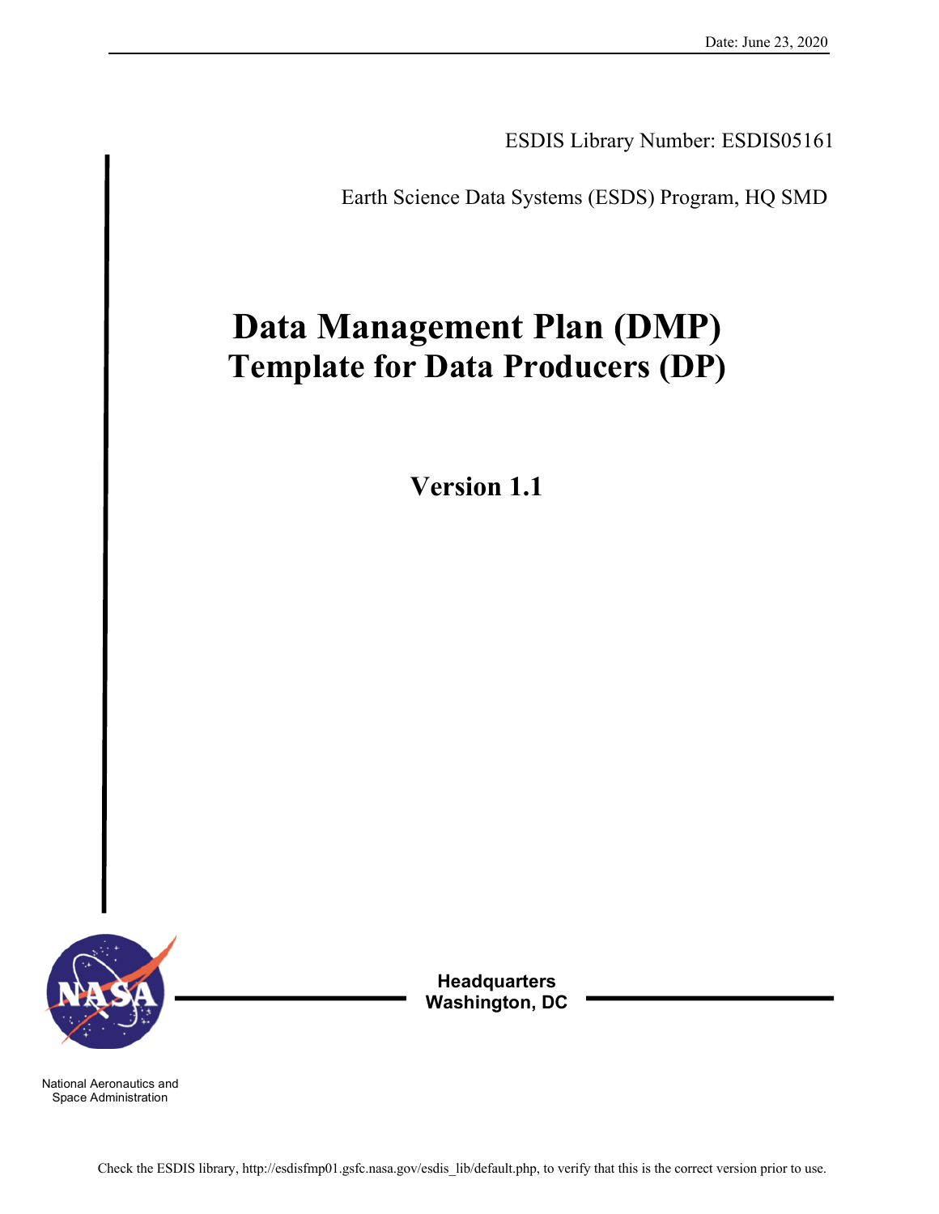Date: June 23, 2020

ESDIS Library Number: ESDIS05161

Earth Science Data Systems (ESDS) Program, HQ SMD

# Data Management Plan (DMP) Template for Data Producers (DP)

## Version 1.1

**Headquarters**
**Washington, DC**

National Aeronautics and Space Administration

Check the ESDIS library, http://esdisfmp01.gsfc.nasa.gov/esdis_lib/default.php, to verify that this is the correct version prior to use.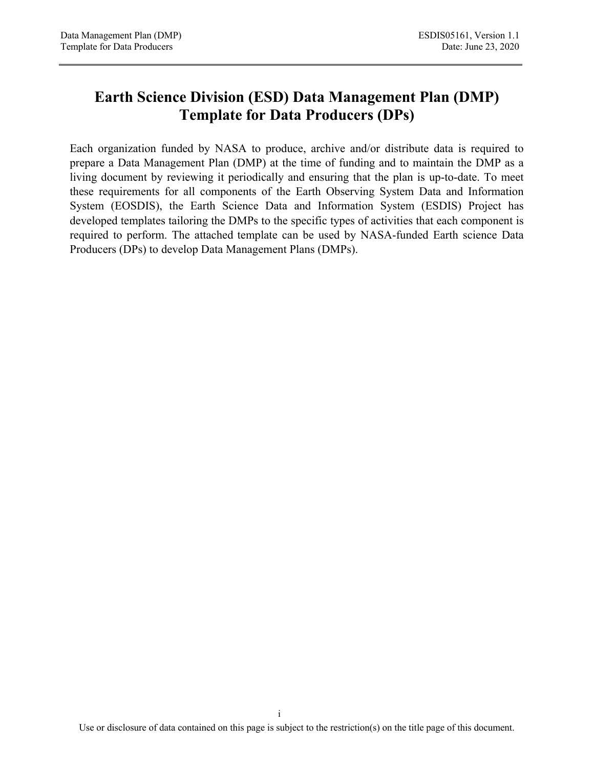# Earth Science Division (ESD) Data Management Plan (DMP) Template for Data Producers (DPs)

Each organization funded by NASA to produce, archive and/or distribute data is required to prepare a Data Management Plan (DMP) at the time of funding and to maintain the DMP as a living document by reviewing it periodically and ensuring that the plan is up-to-date. To meet these requirements for all components of the Earth Observing System Data and Information System (EOSDIS), the Earth Science Data and Information System (ESDIS) Project has developed templates tailoring the DMPs to the specific types of activities that each component is required to perform. The attached template can be used by NASA-funded Earth science Data Producers (DPs) to develop Data Management Plans (DMPs).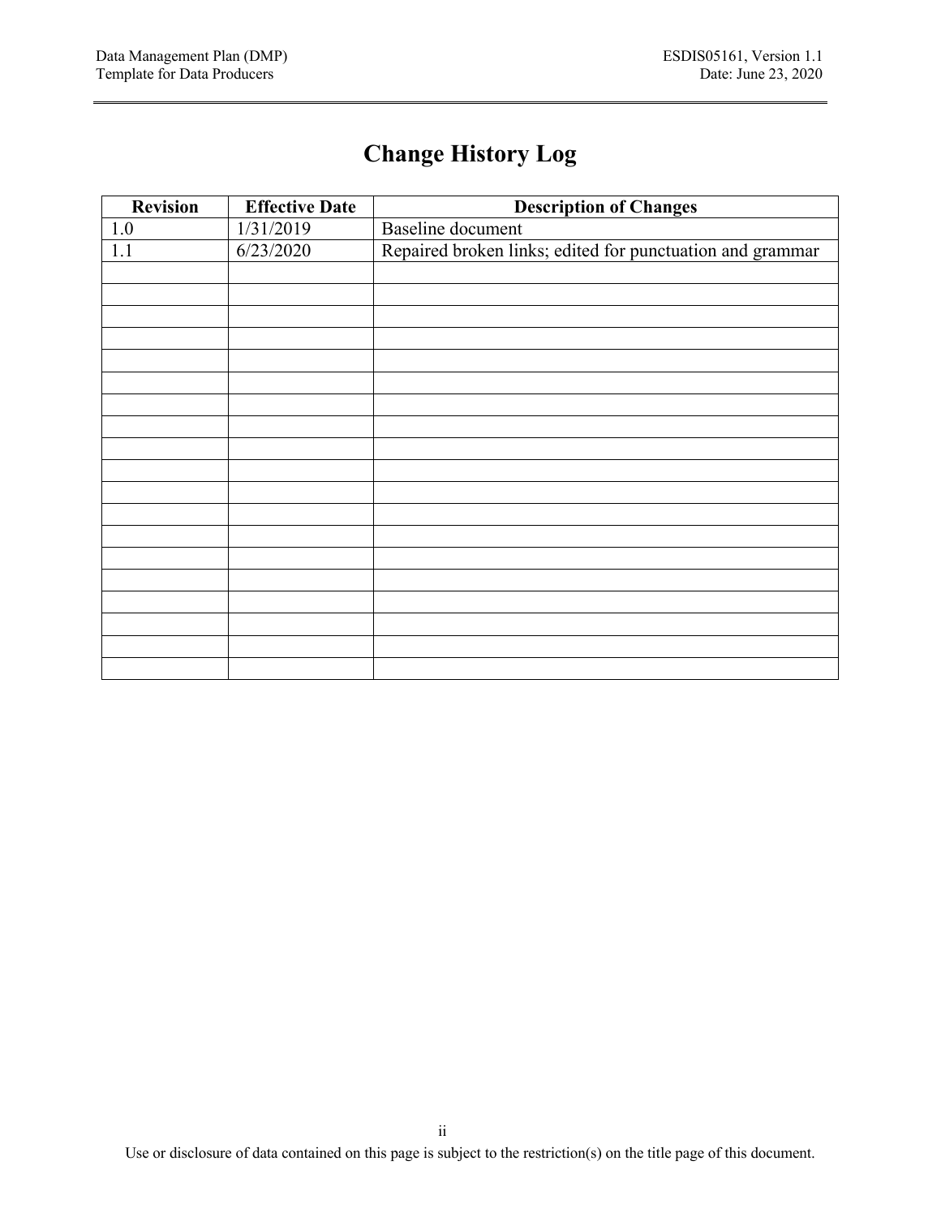# Change History Log

| Revision | Effective Date | Description of Changes |
|---|---|---|
| 1.0 | 1/31/2019 | Baseline document |
| 1.1 | 6/23/2020 | Repaired broken links; edited for punctuation and grammar |
| | | |
| | | |
| | | |
| | | |
| | | |
| | | |
| | | |
| | | |
| | | |
| | | |
| | | |
| | | |
| | | |
| | | |
| | | |
| | | |
| | | |
| | | |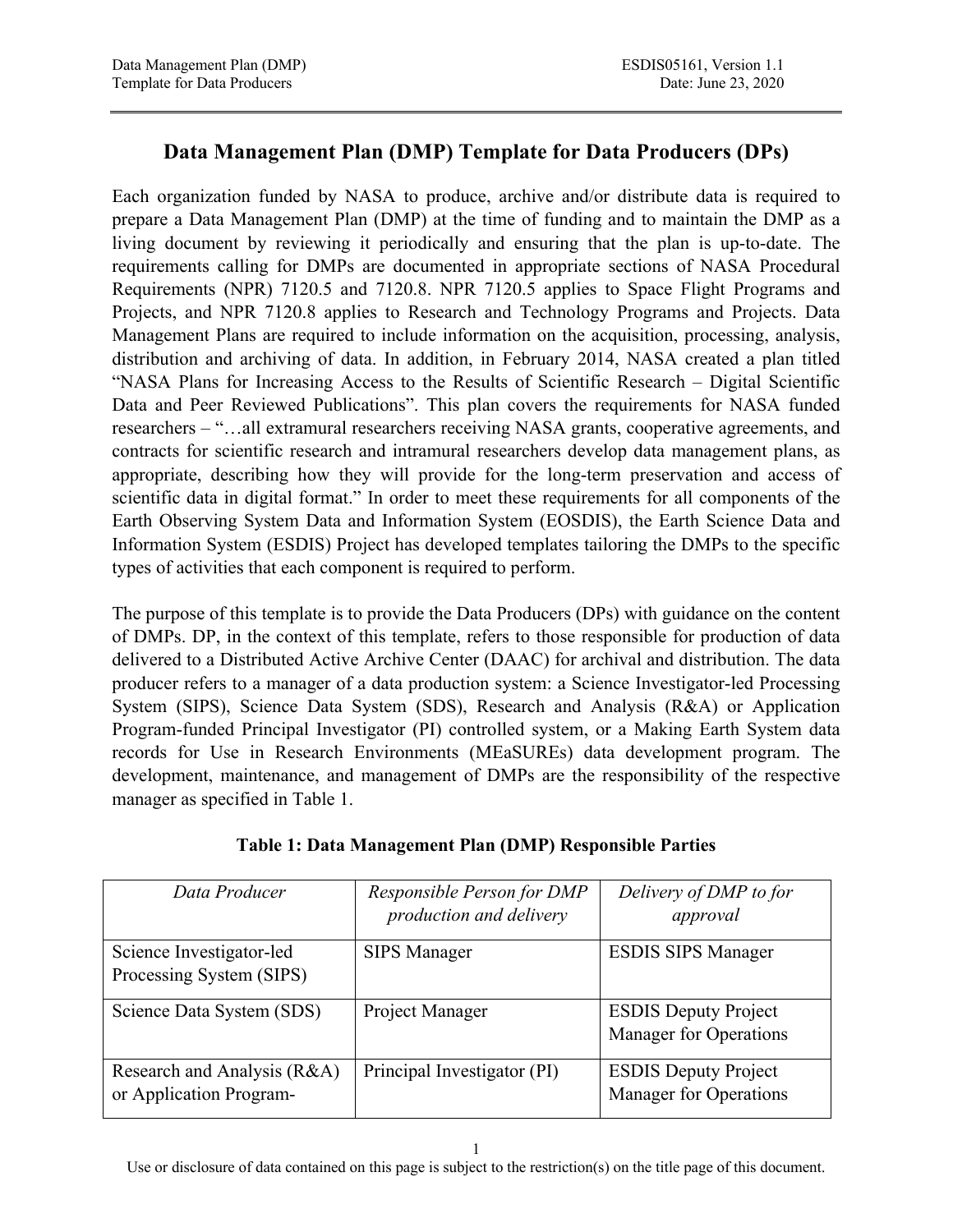# Data Management Plan (DMP) Template for Data Producers (DPs)

Each organization funded by NASA to produce, archive and/or distribute data is required to prepare a Data Management Plan (DMP) at the time of funding and to maintain the DMP as a living document by reviewing it periodically and ensuring that the plan is up-to-date. The requirements calling for DMPs are documented in appropriate sections of NASA Procedural Requirements (NPR) 7120.5 and 7120.8. NPR 7120.5 applies to Space Flight Programs and Projects, and NPR 7120.8 applies to Research and Technology Programs and Projects. Data Management Plans are required to include information on the acquisition, processing, analysis, distribution and archiving of data. In addition, in February 2014, NASA created a plan titled "NASA Plans for Increasing Access to the Results of Scientific Research – Digital Scientific Data and Peer Reviewed Publications". This plan covers the requirements for NASA funded researchers – "…all extramural researchers receiving NASA grants, cooperative agreements, and contracts for scientific research and intramural researchers develop data management plans, as appropriate, describing how they will provide for the long-term preservation and access of scientific data in digital format." In order to meet these requirements for all components of the Earth Observing System Data and Information System (EOSDIS), the Earth Science Data and Information System (ESDIS) Project has developed templates tailoring the DMPs to the specific types of activities that each component is required to perform.

The purpose of this template is to provide the Data Producers (DPs) with guidance on the content of DMPs. DP, in the context of this template, refers to those responsible for production of data delivered to a Distributed Active Archive Center (DAAC) for archival and distribution. The data producer refers to a manager of a data production system: a Science Investigator-led Processing System (SIPS), Science Data System (SDS), Research and Analysis (R&A) or Application Program-funded Principal Investigator (PI) controlled system, or a Making Earth System data records for Use in Research Environments (MEaSUREs) data development program. The development, maintenance, and management of DMPs are the responsibility of the respective manager as specified in Table 1.

**Table 1: Data Management Plan (DMP) Responsible Parties**

| *Data Producer* | *Responsible Person for DMP production and delivery* | *Delivery of DMP to for approval* |
|---|---|---|
| Science Investigator-led Processing System (SIPS) | SIPS Manager | ESDIS SIPS Manager |
| Science Data System (SDS) | Project Manager | ESDIS Deputy Project Manager for Operations |
| Research and Analysis (R&A) or Application Program- | Principal Investigator (PI) | ESDIS Deputy Project Manager for Operations |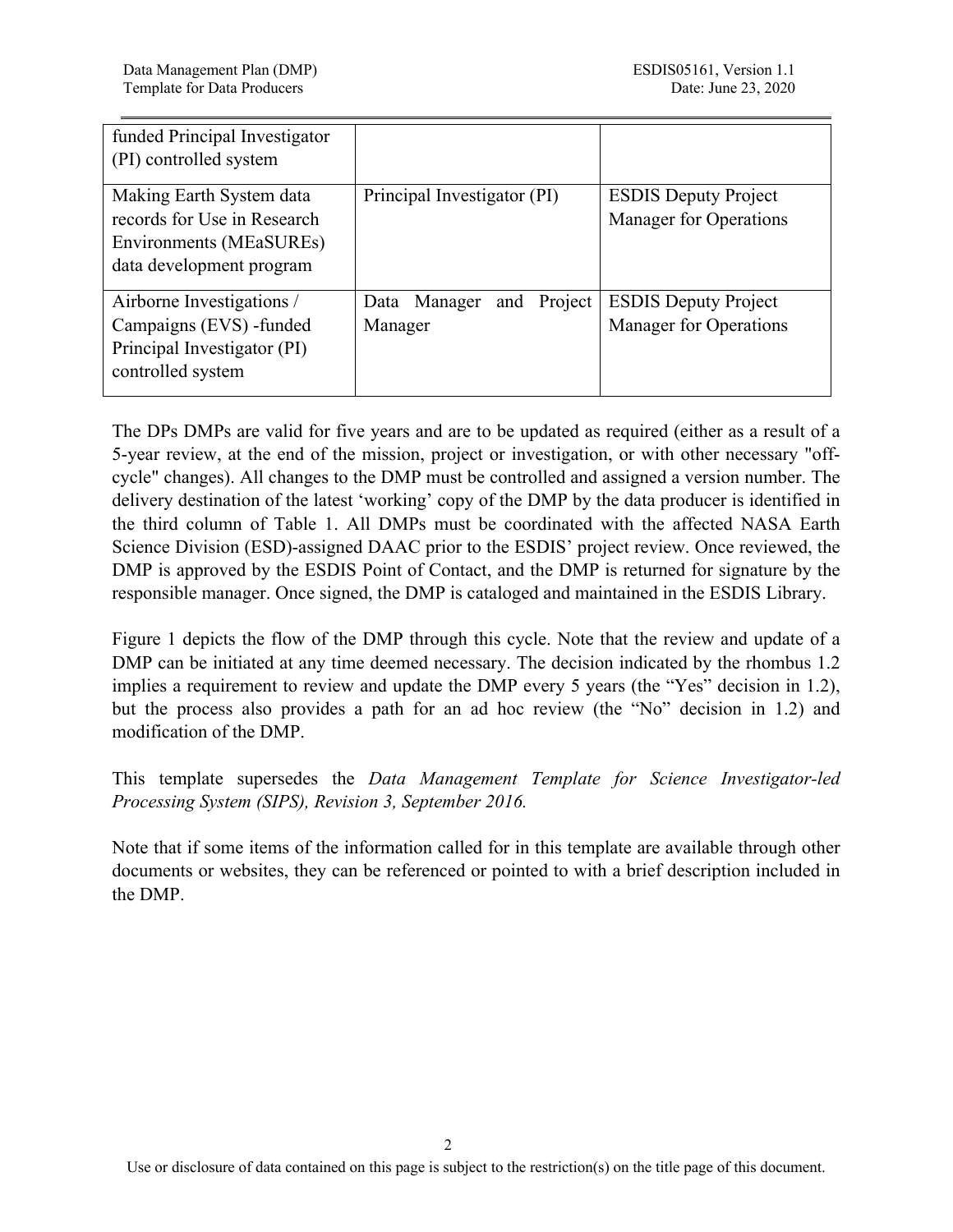| | | |
|---|---|---|
| funded Principal Investigator (PI) controlled system | | |
| Making Earth System data records for Use in Research Environments (MEaSUREs) data development program | Principal Investigator (PI) | ESDIS Deputy Project Manager for Operations |
| Airborne Investigations / Campaigns (EVS) -funded Principal Investigator (PI) controlled system | Data Manager and Project Manager | ESDIS Deputy Project Manager for Operations |

The DPs DMPs are valid for five years and are to be updated as required (either as a result of a 5-year review, at the end of the mission, project or investigation, or with other necessary "off-cycle" changes). All changes to the DMP must be controlled and assigned a version number. The delivery destination of the latest 'working' copy of the DMP by the data producer is identified in the third column of Table 1. All DMPs must be coordinated with the affected NASA Earth Science Division (ESD)-assigned DAAC prior to the ESDIS' project review. Once reviewed, the DMP is approved by the ESDIS Point of Contact, and the DMP is returned for signature by the responsible manager. Once signed, the DMP is cataloged and maintained in the ESDIS Library.

Figure 1 depicts the flow of the DMP through this cycle. Note that the review and update of a DMP can be initiated at any time deemed necessary. The decision indicated by the rhombus 1.2 implies a requirement to review and update the DMP every 5 years (the "Yes" decision in 1.2), but the process also provides a path for an ad hoc review (the "No" decision in 1.2) and modification of the DMP.

This template supersedes the *Data Management Template for Science Investigator-led Processing System (SIPS), Revision 3, September 2016.*

Note that if some items of the information called for in this template are available through other documents or websites, they can be referenced or pointed to with a brief description included in the DMP.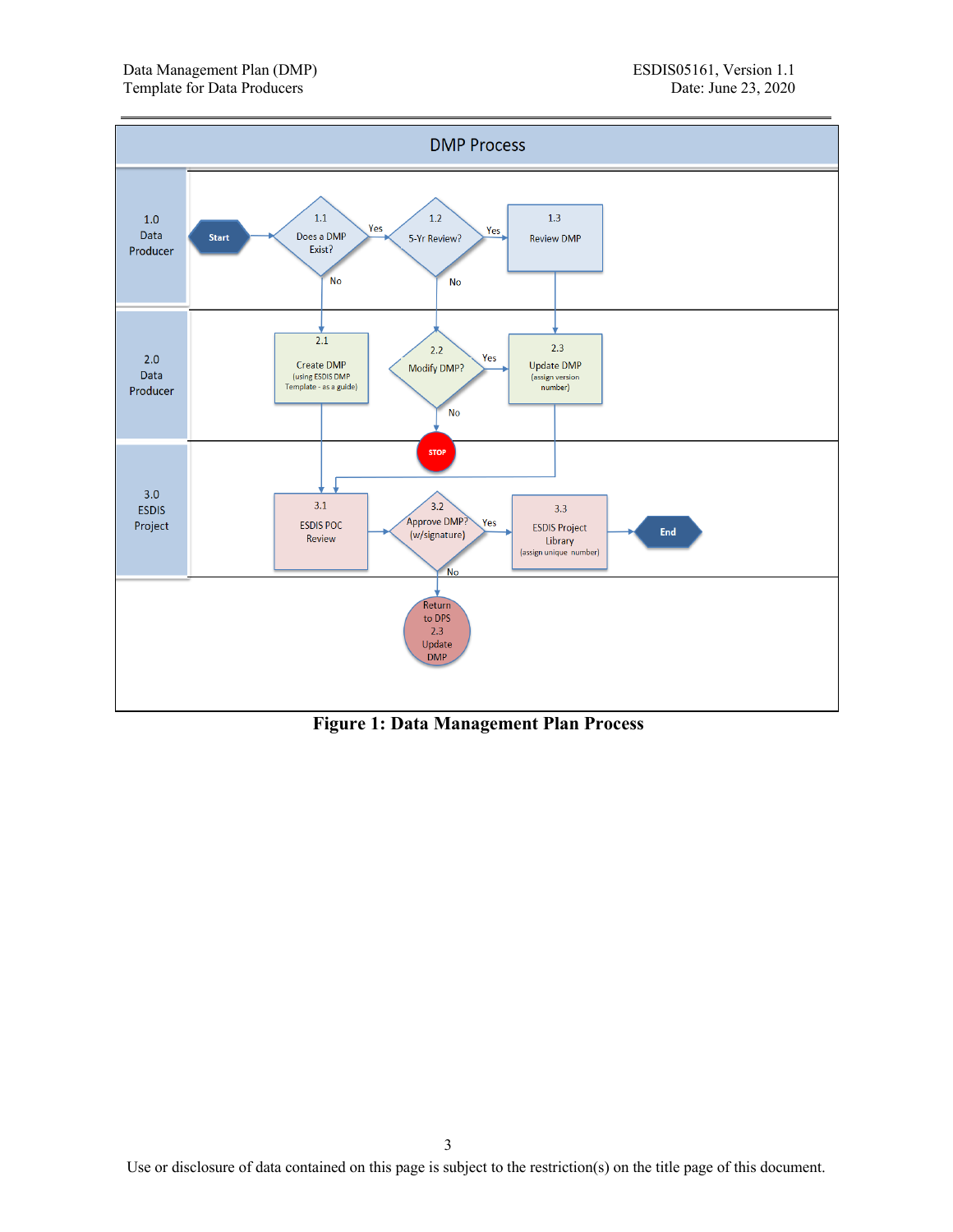DMP Process

| | |
|---|---|
| 1.0 Data Producer | Start → 1.1 Does a DMP Exist? — Yes → 1.2 5-Yr Review? — Yes → 1.3 Review DMP |
| 2.0 Data Producer | 2.1 Create DMP (using ESDIS DMP Template - as a guide); 2.2 Modify DMP? — Yes → 2.3 Update DMP (assign version number); No → STOP |
| 3.0 ESDIS Project | 3.1 ESDIS POC Review → 3.2 Approve DMP? (w/signature) — Yes → 3.3 ESDIS Project Library (assign unique number) → End; No → Return to DPS 2.3 Update DMP |

**Figure 1: Data Management Plan Process**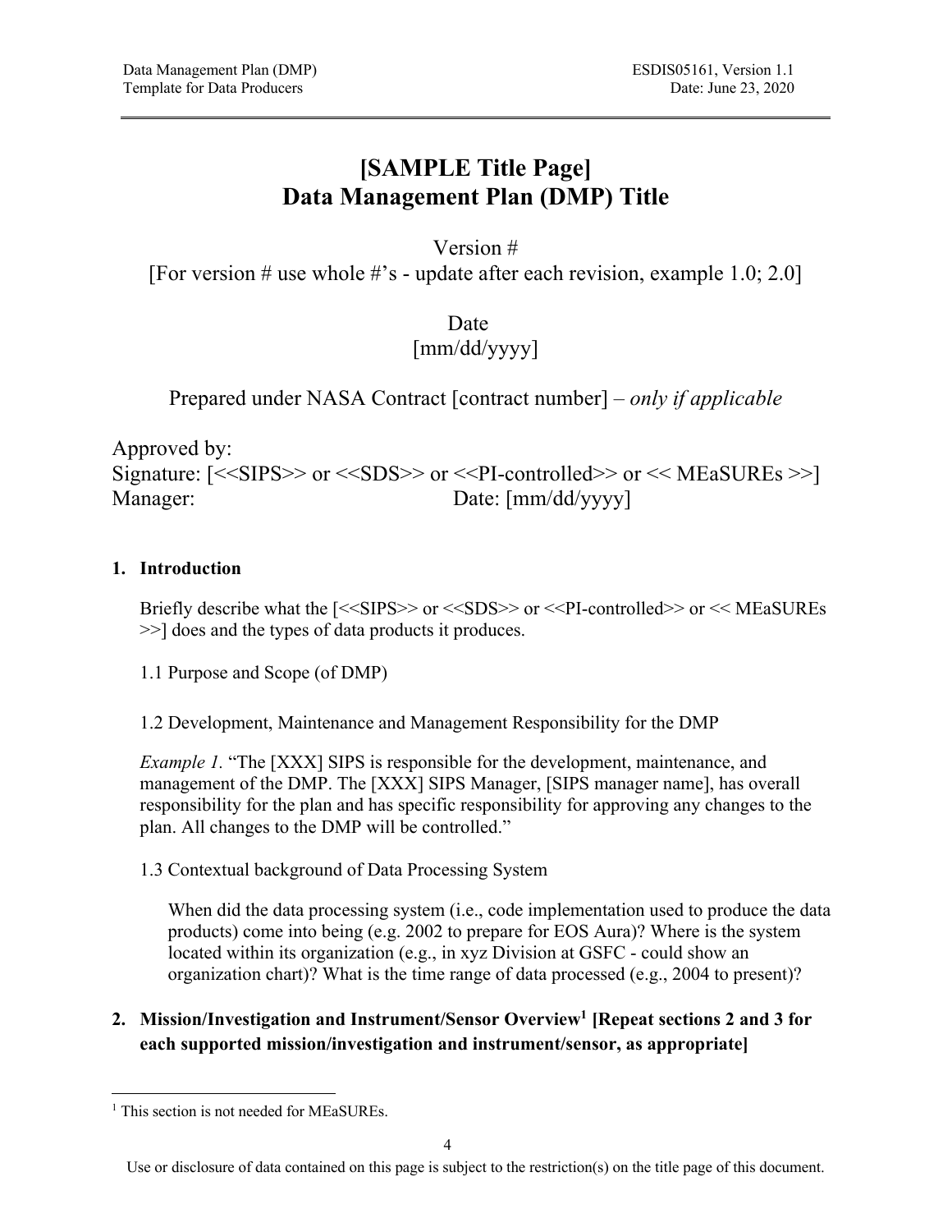# [SAMPLE Title Page]
# Data Management Plan (DMP) Title

Version #
[For version # use whole #'s - update after each revision, example 1.0; 2.0]

Date
[mm/dd/yyyy]

Prepared under NASA Contract [contract number] – *only if applicable*

Approved by:
Signature: [<<SIPS>> or <<SDS>> or <<PI-controlled>> or << MEaSUREs >>]
Manager: Date: [mm/dd/yyyy]

## 1. Introduction

Briefly describe what the [<<SIPS>> or <<SDS>> or <<PI-controlled>> or << MEaSUREs >>] does and the types of data products it produces.

### 1.1 Purpose and Scope (of DMP)

### 1.2 Development, Maintenance and Management Responsibility for the DMP

*Example 1*. "The [XXX] SIPS is responsible for the development, maintenance, and management of the DMP. The [XXX] SIPS Manager, [SIPS manager name], has overall responsibility for the plan and has specific responsibility for approving any changes to the plan. All changes to the DMP will be controlled."

### 1.3 Contextual background of Data Processing System

When did the data processing system (i.e., code implementation used to produce the data products) come into being (e.g. 2002 to prepare for EOS Aura)? Where is the system located within its organization (e.g., in xyz Division at GSFC - could show an organization chart)? What is the time range of data processed (e.g., 2004 to present)?

## 2. Mission/Investigation and Instrument/Sensor Overview[1] [Repeat sections 2 and 3 for each supported mission/investigation and instrument/sensor, as appropriate]

[1] This section is not needed for MEaSUREs.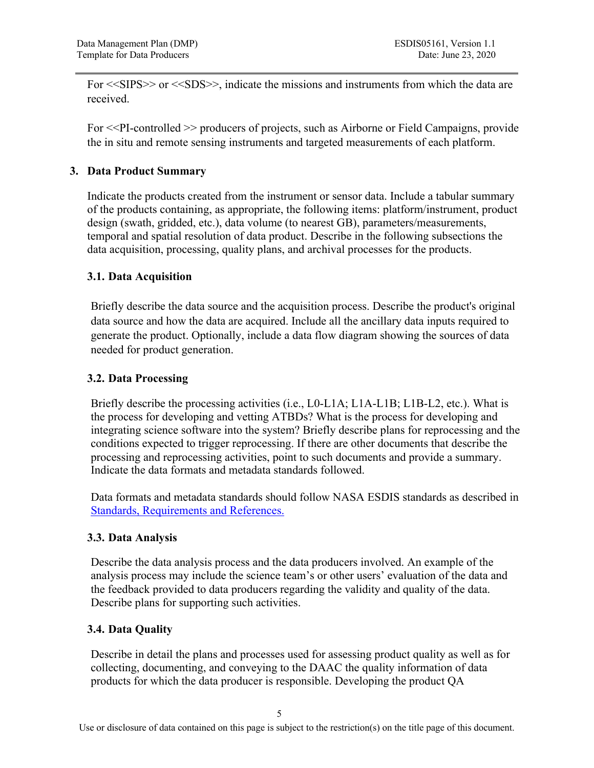For <<SIPS>> or <<SDS>>, indicate the missions and instruments from which the data are received.

For <<PI-controlled >> producers of projects, such as Airborne or Field Campaigns, provide the in situ and remote sensing instruments and targeted measurements of each platform.

## 3. Data Product Summary

Indicate the products created from the instrument or sensor data. Include a tabular summary of the products containing, as appropriate, the following items: platform/instrument, product design (swath, gridded, etc.), data volume (to nearest GB), parameters/measurements, temporal and spatial resolution of data product. Describe in the following subsections the data acquisition, processing, quality plans, and archival processes for the products.

### 3.1. Data Acquisition

Briefly describe the data source and the acquisition process. Describe the product's original data source and how the data are acquired. Include all the ancillary data inputs required to generate the product. Optionally, include a data flow diagram showing the sources of data needed for product generation.

### 3.2. Data Processing

Briefly describe the processing activities (i.e., L0-L1A; L1A-L1B; L1B-L2, etc.). What is the process for developing and vetting ATBDs? What is the process for developing and integrating science software into the system? Briefly describe plans for reprocessing and the conditions expected to trigger reprocessing. If there are other documents that describe the processing and reprocessing activities, point to such documents and provide a summary. Indicate the data formats and metadata standards followed.

Data formats and metadata standards should follow NASA ESDIS standards as described in Standards, Requirements and References.

### 3.3. Data Analysis

Describe the data analysis process and the data producers involved. An example of the analysis process may include the science team's or other users' evaluation of the data and the feedback provided to data producers regarding the validity and quality of the data. Describe plans for supporting such activities.

### 3.4. Data Quality

Describe in detail the plans and processes used for assessing product quality as well as for collecting, documenting, and conveying to the DAAC the quality information of data products for which the data producer is responsible. Developing the product QA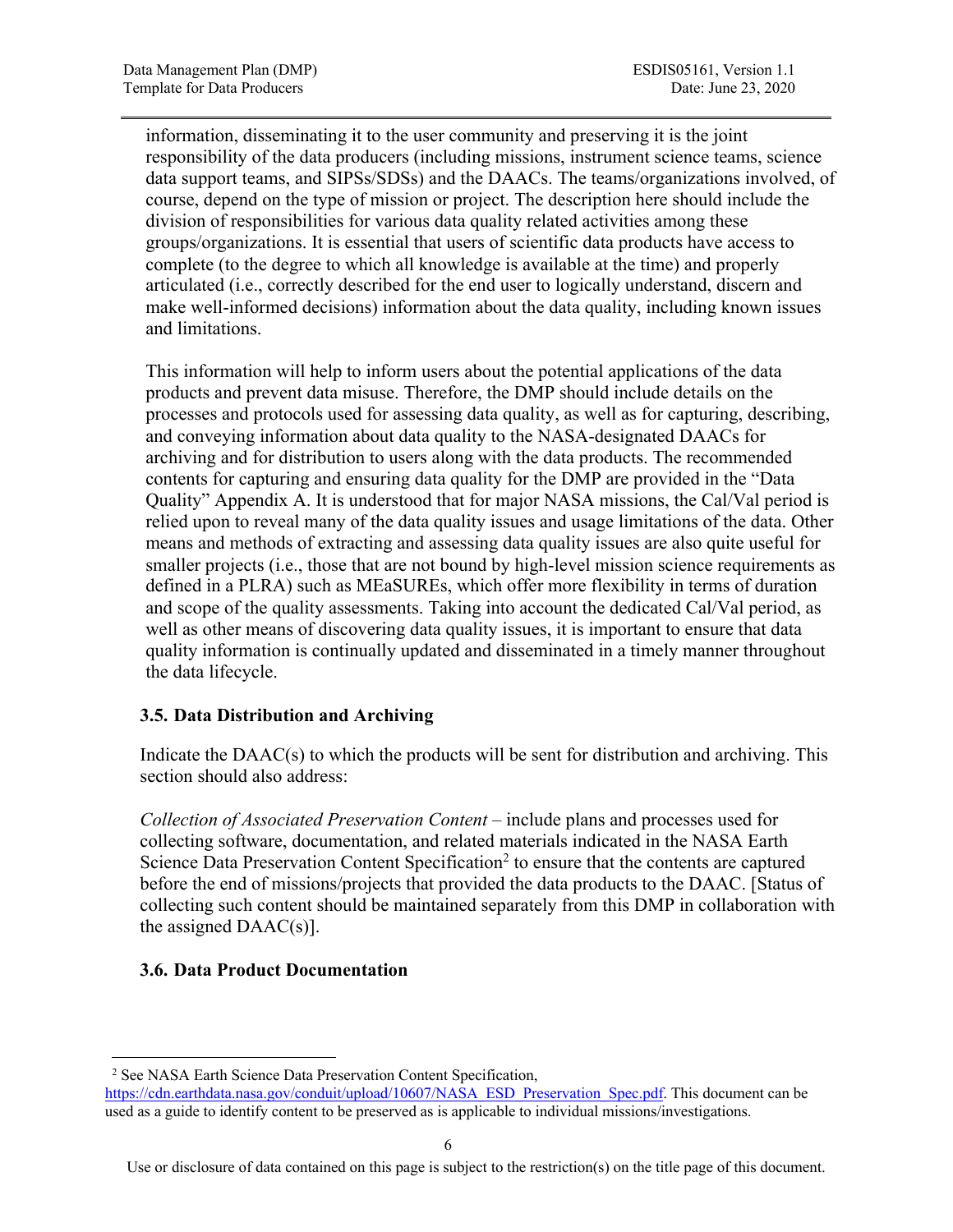information, disseminating it to the user community and preserving it is the joint responsibility of the data producers (including missions, instrument science teams, science data support teams, and SIPSs/SDSs) and the DAACs. The teams/organizations involved, of course, depend on the type of mission or project. The description here should include the division of responsibilities for various data quality related activities among these groups/organizations. It is essential that users of scientific data products have access to complete (to the degree to which all knowledge is available at the time) and properly articulated (i.e., correctly described for the end user to logically understand, discern and make well-informed decisions) information about the data quality, including known issues and limitations.

This information will help to inform users about the potential applications of the data products and prevent data misuse. Therefore, the DMP should include details on the processes and protocols used for assessing data quality, as well as for capturing, describing, and conveying information about data quality to the NASA-designated DAACs for archiving and for distribution to users along with the data products. The recommended contents for capturing and ensuring data quality for the DMP are provided in the "Data Quality" Appendix A. It is understood that for major NASA missions, the Cal/Val period is relied upon to reveal many of the data quality issues and usage limitations of the data. Other means and methods of extracting and assessing data quality issues are also quite useful for smaller projects (i.e., those that are not bound by high-level mission science requirements as defined in a PLRA) such as MEaSUREs, which offer more flexibility in terms of duration and scope of the quality assessments. Taking into account the dedicated Cal/Val period, as well as other means of discovering data quality issues, it is important to ensure that data quality information is continually updated and disseminated in a timely manner throughout the data lifecycle.

### 3.5. Data Distribution and Archiving

Indicate the DAAC(s) to which the products will be sent for distribution and archiving. This section should also address:

*Collection of Associated Preservation Content* – include plans and processes used for collecting software, documentation, and related materials indicated in the NASA Earth Science Data Preservation Content Specification[2] to ensure that the contents are captured before the end of missions/projects that provided the data products to the DAAC. [Status of collecting such content should be maintained separately from this DMP in collaboration with the assigned DAAC(s)].

### 3.6. Data Product Documentation

[2] See NASA Earth Science Data Preservation Content Specification, https://cdn.earthdata.nasa.gov/conduit/upload/10607/NASA_ESD_Preservation_Spec.pdf. This document can be used as a guide to identify content to be preserved as is applicable to individual missions/investigations.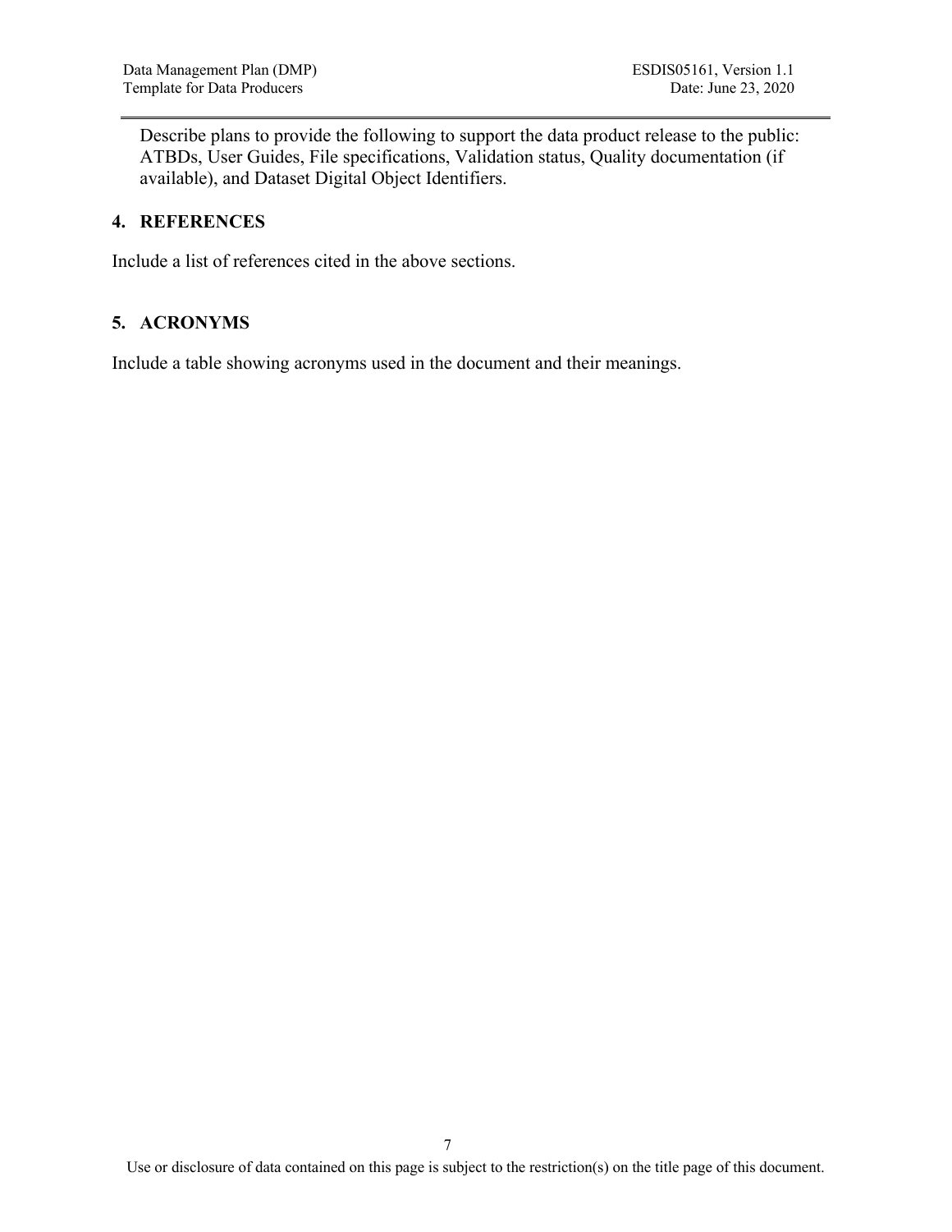Describe plans to provide the following to support the data product release to the public: ATBDs, User Guides, File specifications, Validation status, Quality documentation (if available), and Dataset Digital Object Identifiers.

## 4. REFERENCES

Include a list of references cited in the above sections.

## 5. ACRONYMS

Include a table showing acronyms used in the document and their meanings.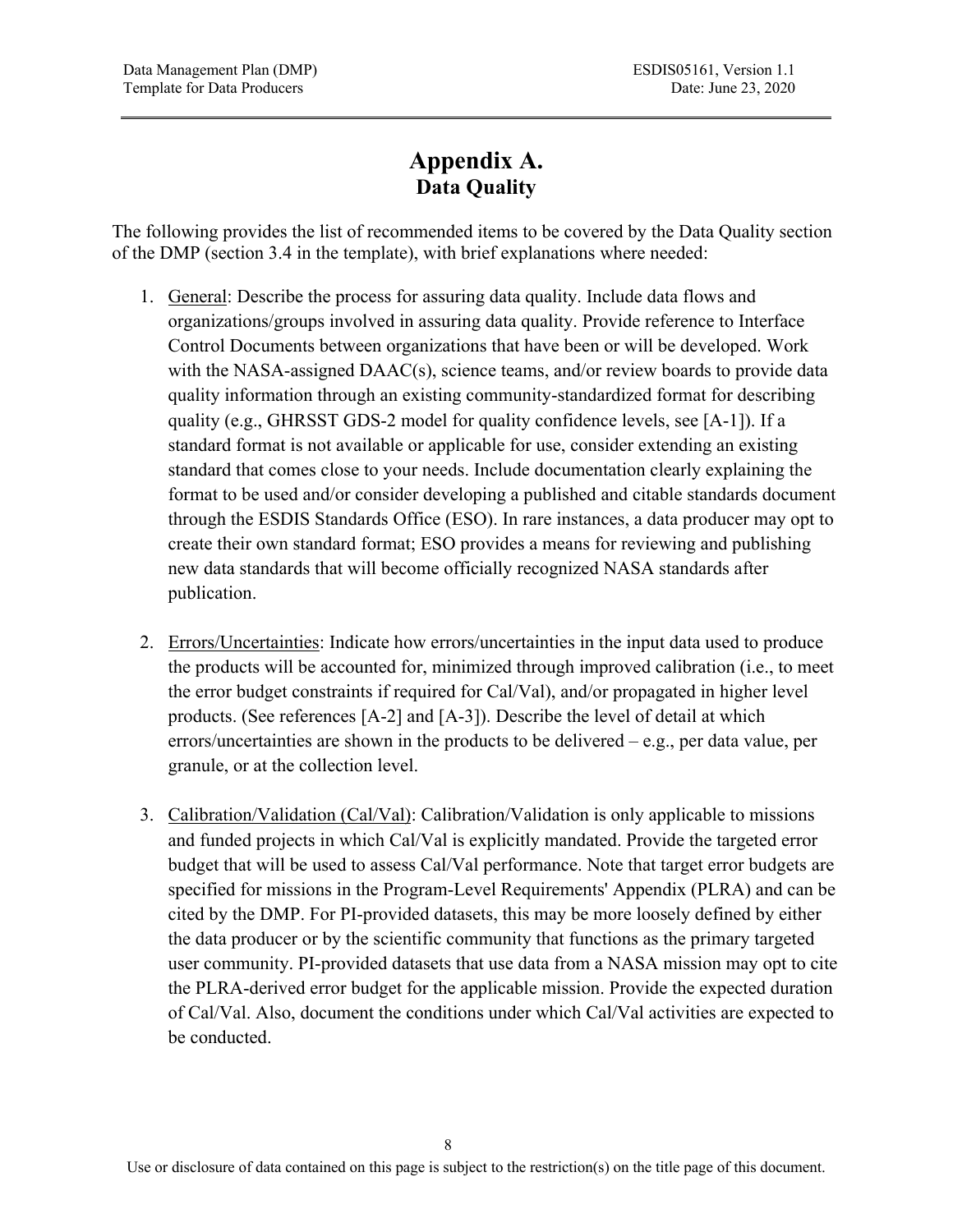# Appendix A.
## Data Quality

The following provides the list of recommended items to be covered by the Data Quality section of the DMP (section 3.4 in the template), with brief explanations where needed:

1. General: Describe the process for assuring data quality. Include data flows and organizations/groups involved in assuring data quality. Provide reference to Interface Control Documents between organizations that have been or will be developed. Work with the NASA-assigned DAAC(s), science teams, and/or review boards to provide data quality information through an existing community-standardized format for describing quality (e.g., GHRSST GDS-2 model for quality confidence levels, see [A-1]). If a standard format is not available or applicable for use, consider extending an existing standard that comes close to your needs. Include documentation clearly explaining the format to be used and/or consider developing a published and citable standards document through the ESDIS Standards Office (ESO). In rare instances, a data producer may opt to create their own standard format; ESO provides a means for reviewing and publishing new data standards that will become officially recognized NASA standards after publication.

2. Errors/Uncertainties: Indicate how errors/uncertainties in the input data used to produce the products will be accounted for, minimized through improved calibration (i.e., to meet the error budget constraints if required for Cal/Val), and/or propagated in higher level products. (See references [A-2] and [A-3]). Describe the level of detail at which errors/uncertainties are shown in the products to be delivered – e.g., per data value, per granule, or at the collection level.

3. Calibration/Validation (Cal/Val): Calibration/Validation is only applicable to missions and funded projects in which Cal/Val is explicitly mandated. Provide the targeted error budget that will be used to assess Cal/Val performance. Note that target error budgets are specified for missions in the Program-Level Requirements' Appendix (PLRA) and can be cited by the DMP. For PI-provided datasets, this may be more loosely defined by either the data producer or by the scientific community that functions as the primary targeted user community. PI-provided datasets that use data from a NASA mission may opt to cite the PLRA-derived error budget for the applicable mission. Provide the expected duration of Cal/Val. Also, document the conditions under which Cal/Val activities are expected to be conducted.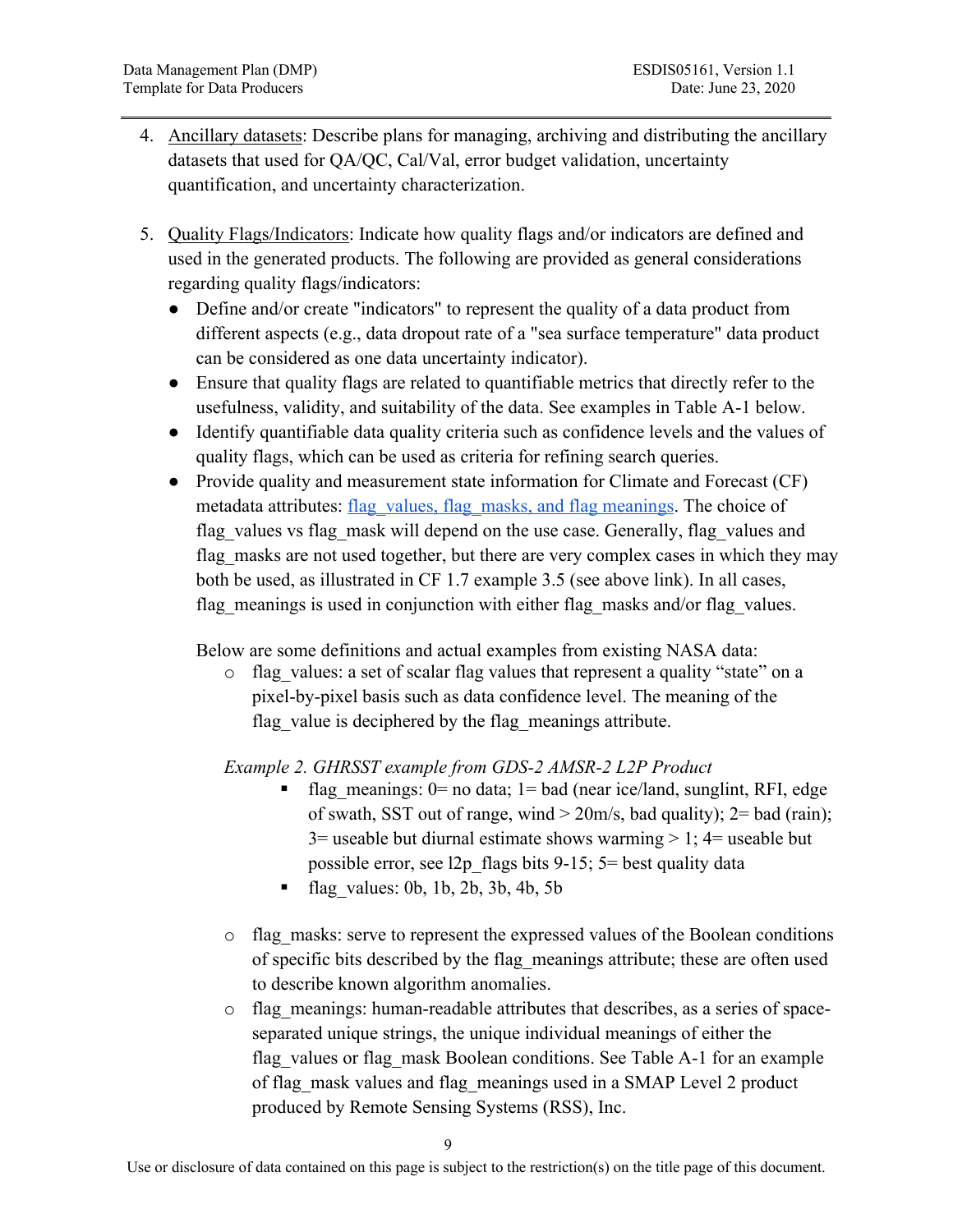4. Ancillary datasets: Describe plans for managing, archiving and distributing the ancillary datasets that used for QA/QC, Cal/Val, error budget validation, uncertainty quantification, and uncertainty characterization.

5. Quality Flags/Indicators: Indicate how quality flags and/or indicators are defined and used in the generated products. The following are provided as general considerations regarding quality flags/indicators:
   - Define and/or create "indicators" to represent the quality of a data product from different aspects (e.g., data dropout rate of a "sea surface temperature" data product can be considered as one data uncertainty indicator).
   - Ensure that quality flags are related to quantifiable metrics that directly refer to the usefulness, validity, and suitability of the data. See examples in Table A-1 below.
   - Identify quantifiable data quality criteria such as confidence levels and the values of quality flags, which can be used as criteria for refining search queries.
   - Provide quality and measurement state information for Climate and Forecast (CF) metadata attributes: [flag_values, flag_masks, and flag meanings](). The choice of flag_values vs flag_mask will depend on the use case. Generally, flag_values and flag_masks are not used together, but there are very complex cases in which they may both be used, as illustrated in CF 1.7 example 3.5 (see above link). In all cases, flag_meanings is used in conjunction with either flag_masks and/or flag_values.

   Below are some definitions and actual examples from existing NASA data:
   - flag_values: a set of scalar flag values that represent a quality "state" on a pixel-by-pixel basis such as data confidence level. The meaning of the flag_value is deciphered by the flag_meanings attribute.

   *Example 2. GHRSST example from GDS-2 AMSR-2 L2P Product*
     - flag_meanings: 0= no data; 1= bad (near ice/land, sunglint, RFI, edge of swath, SST out of range, wind > 20m/s, bad quality); 2= bad (rain); 3= useable but diurnal estimate shows warming > 1; 4= useable but possible error, see l2p_flags bits 9-15; 5= best quality data
     - flag_values: 0b, 1b, 2b, 3b, 4b, 5b

   - flag_masks: serve to represent the expressed values of the Boolean conditions of specific bits described by the flag_meanings attribute; these are often used to describe known algorithm anomalies.
   - flag_meanings: human-readable attributes that describes, as a series of space-separated unique strings, the unique individual meanings of either the flag_values or flag_mask Boolean conditions. See Table A-1 for an example of flag_mask values and flag_meanings used in a SMAP Level 2 product produced by Remote Sensing Systems (RSS), Inc.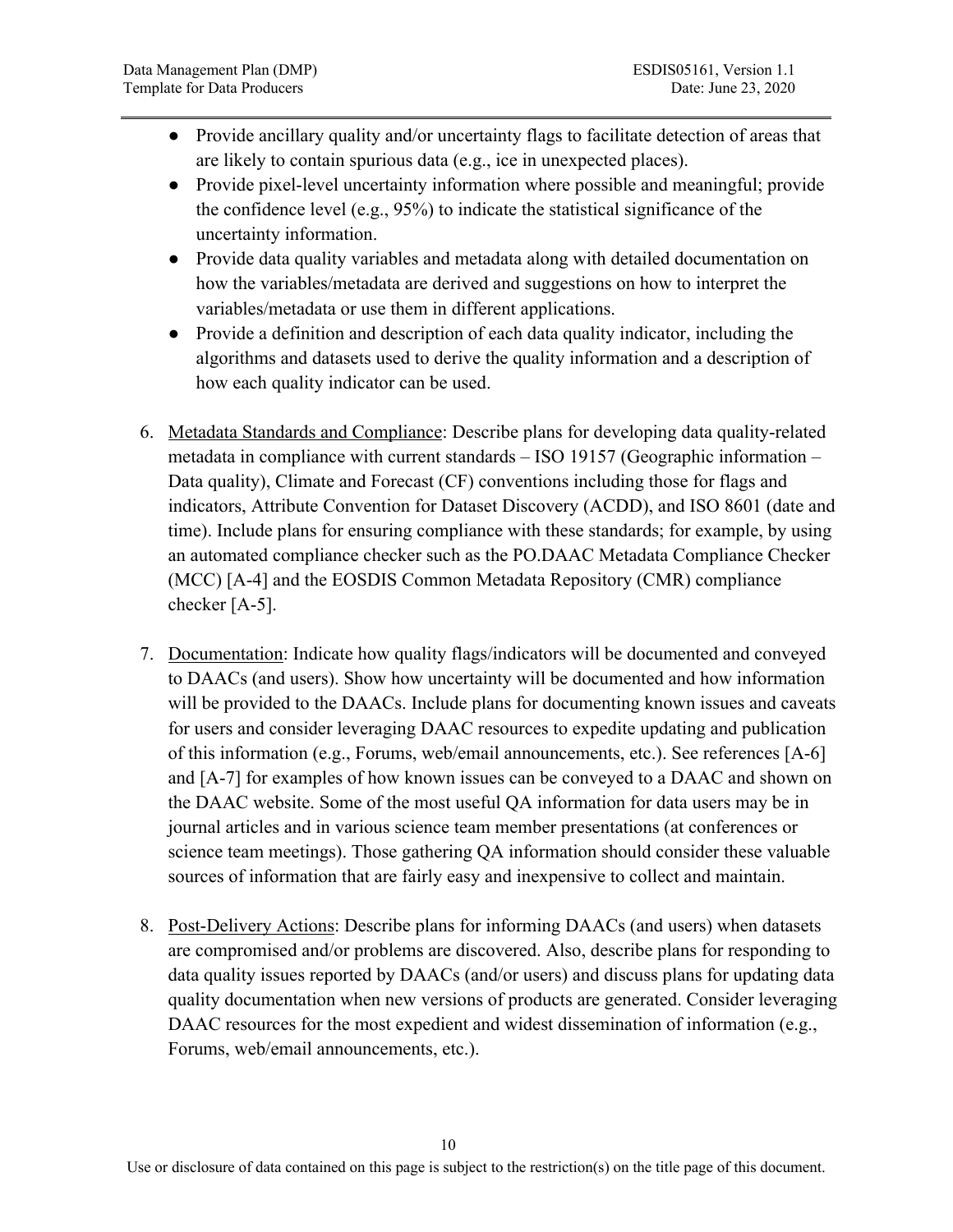- Provide ancillary quality and/or uncertainty flags to facilitate detection of areas that are likely to contain spurious data (e.g., ice in unexpected places).
- Provide pixel-level uncertainty information where possible and meaningful; provide the confidence level (e.g., 95%) to indicate the statistical significance of the uncertainty information.
- Provide data quality variables and metadata along with detailed documentation on how the variables/metadata are derived and suggestions on how to interpret the variables/metadata or use them in different applications.
- Provide a definition and description of each data quality indicator, including the algorithms and datasets used to derive the quality information and a description of how each quality indicator can be used.

6. Metadata Standards and Compliance: Describe plans for developing data quality-related metadata in compliance with current standards – ISO 19157 (Geographic information – Data quality), Climate and Forecast (CF) conventions including those for flags and indicators, Attribute Convention for Dataset Discovery (ACDD), and ISO 8601 (date and time). Include plans for ensuring compliance with these standards; for example, by using an automated compliance checker such as the PO.DAAC Metadata Compliance Checker (MCC) [A-4] and the EOSDIS Common Metadata Repository (CMR) compliance checker [A-5].

7. Documentation: Indicate how quality flags/indicators will be documented and conveyed to DAACs (and users). Show how uncertainty will be documented and how information will be provided to the DAACs. Include plans for documenting known issues and caveats for users and consider leveraging DAAC resources to expedite updating and publication of this information (e.g., Forums, web/email announcements, etc.). See references [A-6] and [A-7] for examples of how known issues can be conveyed to a DAAC and shown on the DAAC website. Some of the most useful QA information for data users may be in journal articles and in various science team member presentations (at conferences or science team meetings). Those gathering QA information should consider these valuable sources of information that are fairly easy and inexpensive to collect and maintain.

8. Post-Delivery Actions: Describe plans for informing DAACs (and users) when datasets are compromised and/or problems are discovered. Also, describe plans for responding to data quality issues reported by DAACs (and/or users) and discuss plans for updating data quality documentation when new versions of products are generated. Consider leveraging DAAC resources for the most expedient and widest dissemination of information (e.g., Forums, web/email announcements, etc.).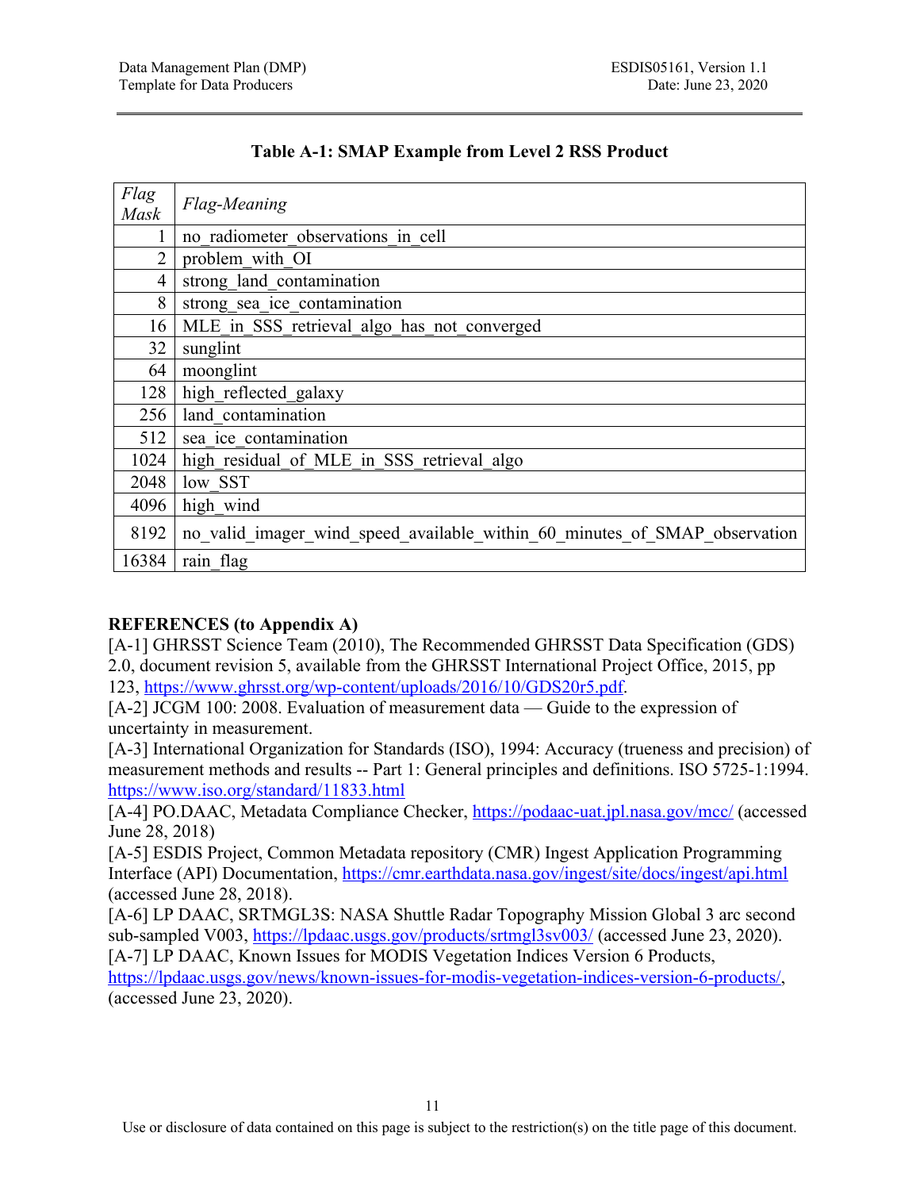**Table A-1: SMAP Example from Level 2 RSS Product**

| *Flag Mask* | *Flag-Meaning* |
|---:|---|
| 1 | no_radiometer_observations_in_cell |
| 2 | problem_with_OI |
| 4 | strong_land_contamination |
| 8 | strong_sea_ice_contamination |
| 16 | MLE_in_SSS_retrieval_algo_has_not_converged |
| 32 | sunglint |
| 64 | moonglint |
| 128 | high_reflected_galaxy |
| 256 | land_contamination |
| 512 | sea_ice_contamination |
| 1024 | high_residual_of_MLE_in_SSS_retrieval_algo |
| 2048 | low_SST |
| 4096 | high_wind |
| 8192 | no_valid_imager_wind_speed_available_within_60_minutes_of_SMAP_observation |
| 16384 | rain_flag |

**REFERENCES (to Appendix A)**

[A-1] GHRSST Science Team (2010), The Recommended GHRSST Data Specification (GDS) 2.0, document revision 5, available from the GHRSST International Project Office, 2015, pp 123, https://www.ghrsst.org/wp-content/uploads/2016/10/GDS20r5.pdf.

[A-2] JCGM 100: 2008. Evaluation of measurement data — Guide to the expression of uncertainty in measurement.

[A-3] International Organization for Standards (ISO), 1994: Accuracy (trueness and precision) of measurement methods and results -- Part 1: General principles and definitions. ISO 5725-1:1994. https://www.iso.org/standard/11833.html

[A-4] PO.DAAC, Metadata Compliance Checker, https://podaac-uat.jpl.nasa.gov/mcc/ (accessed June 28, 2018)

[A-5] ESDIS Project, Common Metadata repository (CMR) Ingest Application Programming Interface (API) Documentation, https://cmr.earthdata.nasa.gov/ingest/site/docs/ingest/api.html (accessed June 28, 2018).

[A-6] LP DAAC, SRTMGL3S: NASA Shuttle Radar Topography Mission Global 3 arc second sub-sampled V003, https://lpdaac.usgs.gov/products/srtmgl3sv003/ (accessed June 23, 2020).

[A-7] LP DAAC, Known Issues for MODIS Vegetation Indices Version 6 Products, https://lpdaac.usgs.gov/news/known-issues-for-modis-vegetation-indices-version-6-products/, (accessed June 23, 2020).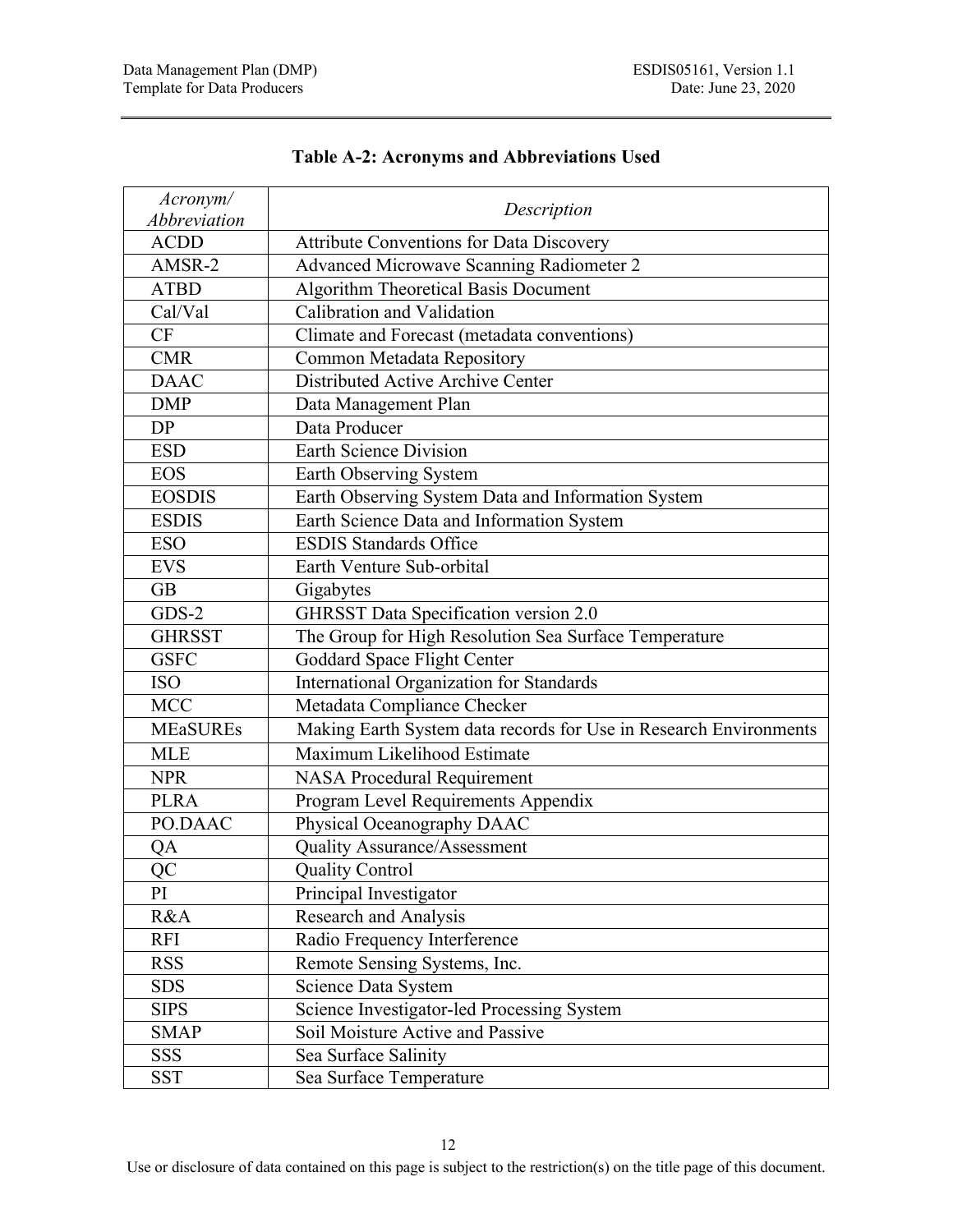**Table A-2: Acronyms and Abbreviations Used**

| *Acronym/ Abbreviation* | *Description* |
|---|---|
| ACDD | Attribute Conventions for Data Discovery |
| AMSR-2 | Advanced Microwave Scanning Radiometer 2 |
| ATBD | Algorithm Theoretical Basis Document |
| Cal/Val | Calibration and Validation |
| CF | Climate and Forecast (metadata conventions) |
| CMR | Common Metadata Repository |
| DAAC | Distributed Active Archive Center |
| DMP | Data Management Plan |
| DP | Data Producer |
| ESD | Earth Science Division |
| EOS | Earth Observing System |
| EOSDIS | Earth Observing System Data and Information System |
| ESDIS | Earth Science Data and Information System |
| ESO | ESDIS Standards Office |
| EVS | Earth Venture Sub-orbital |
| GB | Gigabytes |
| GDS-2 | GHRSST Data Specification version 2.0 |
| GHRSST | The Group for High Resolution Sea Surface Temperature |
| GSFC | Goddard Space Flight Center |
| ISO | International Organization for Standards |
| MCC | Metadata Compliance Checker |
| MEaSUREs | Making Earth System data records for Use in Research Environments |
| MLE | Maximum Likelihood Estimate |
| NPR | NASA Procedural Requirement |
| PLRA | Program Level Requirements Appendix |
| PO.DAAC | Physical Oceanography DAAC |
| QA | Quality Assurance/Assessment |
| QC | Quality Control |
| PI | Principal Investigator |
| R&A | Research and Analysis |
| RFI | Radio Frequency Interference |
| RSS | Remote Sensing Systems, Inc. |
| SDS | Science Data System |
| SIPS | Science Investigator-led Processing System |
| SMAP | Soil Moisture Active and Passive |
| SSS | Sea Surface Salinity |
| SST | Sea Surface Temperature |

Use or disclosure of data contained on this page is subject to the restriction(s) on the title page of this document.